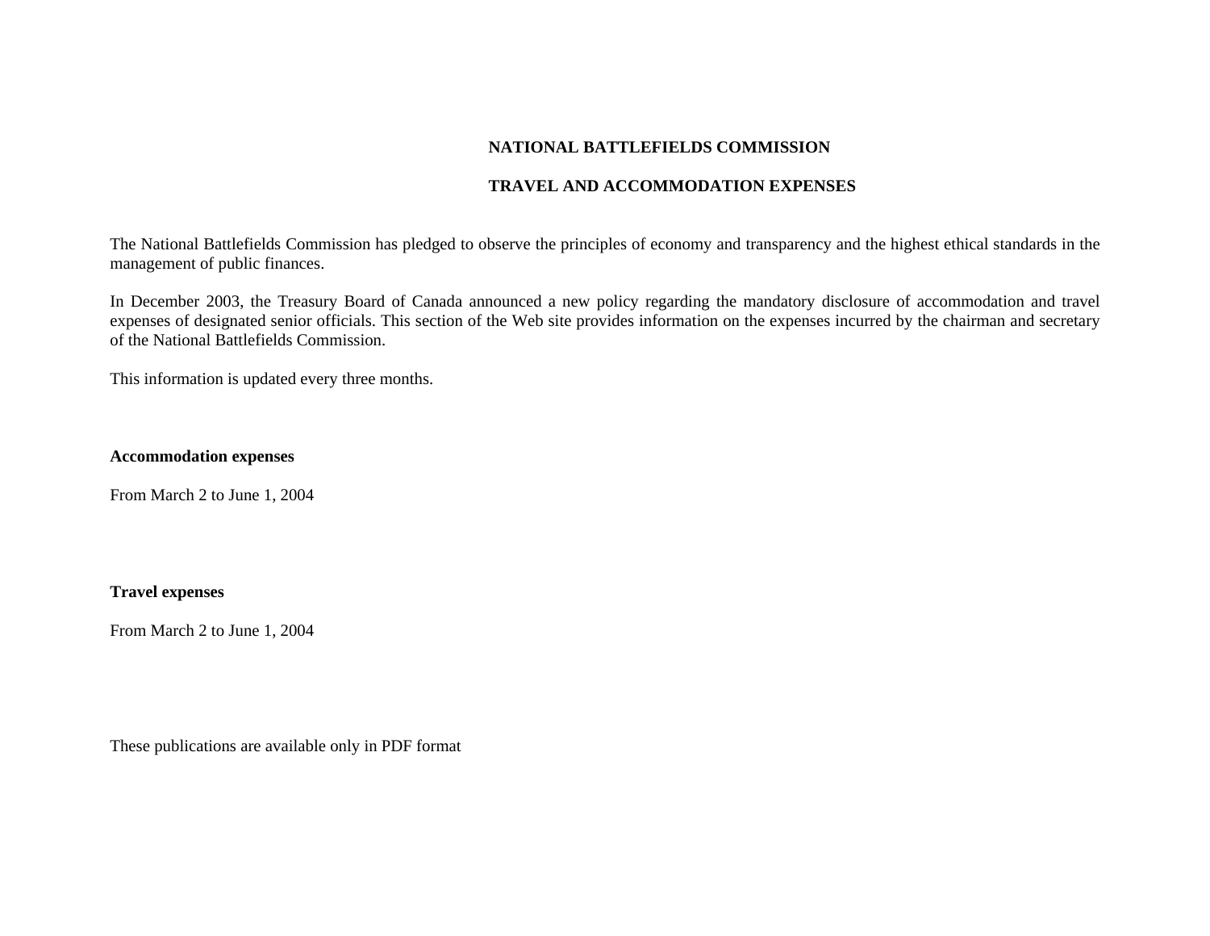# NATIONAL BATTLEFIELDS COMMISSION

## TRAVEL AND ACCOMMODATION EXPENSES

The National Battlefields Commission has pledged to observe the principles of economy and transparency and the highest ethical standards in the management of public finances.

In December 2003, the Treasury Board of Canada announced a new policy regarding the mandatory disclosure of accommodation and travel expenses of designated senior officials. This section of the Web site provides information on the expenses incurred by the chairman and secretary of the National Battlefields Commission.

This information is updated every three months.

### Accommodation expenses

From March 2 to June 1, 2004

### Travel expenses

From March 2 to June 1, 2004

These publications are available only in PDF format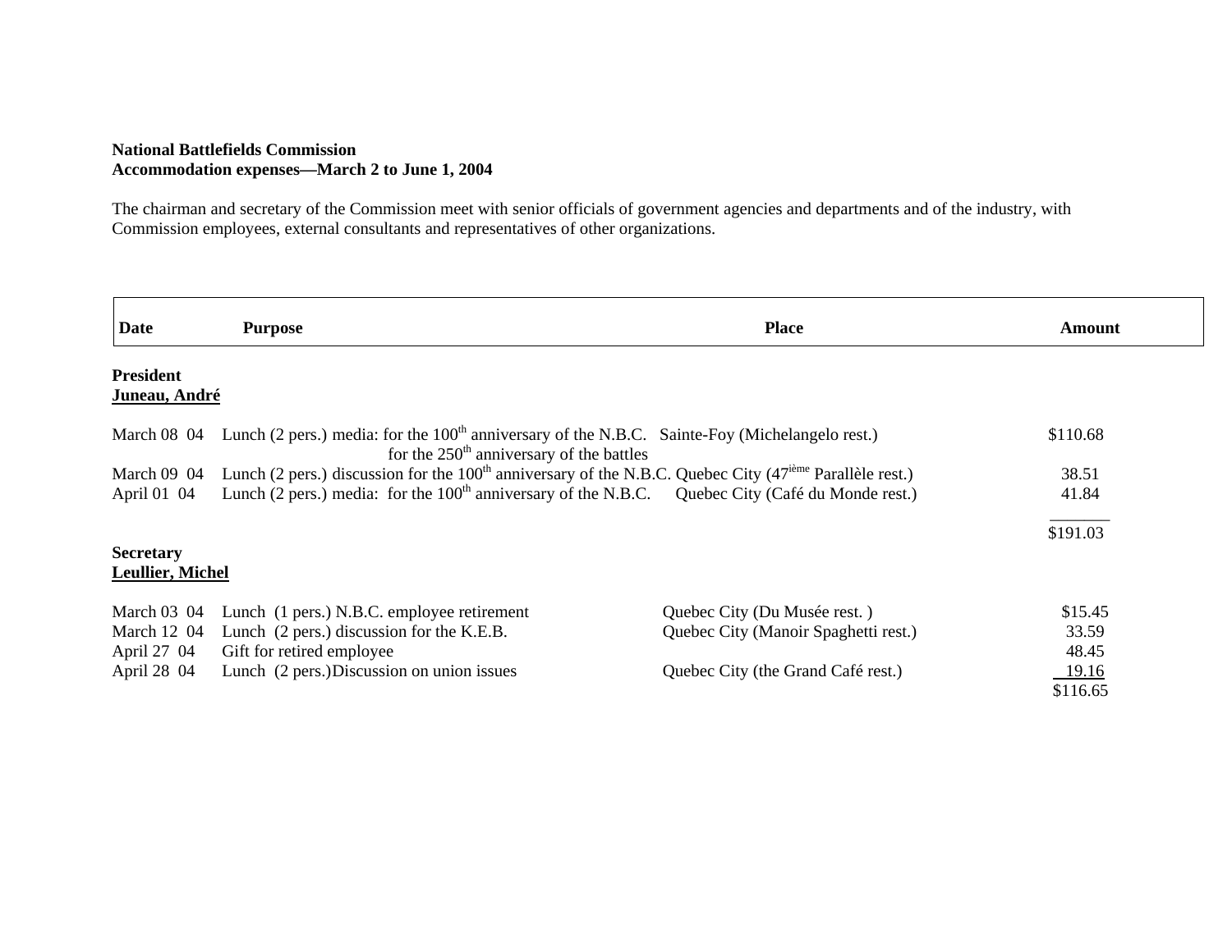**National Battlefields Commission**
**Accommodation expenses—March 2 to June 1, 2004**

The chairman and secretary of the Commission meet with senior officials of government agencies and departments and of the industry, with Commission employees, external consultants and representatives of other organizations.

| Date | Purpose | Place | Amount |
|---|---|---|---|
| **President** | | | |
| **Juneau, André** | | | |
| March 08 04 | Lunch (2 pers.) media: for the 100th anniversary of the N.B.C. for the 250th anniversary of the battles | Sainte-Foy (Michelangelo rest.) | $110.68 |
| March 09 04 | Lunch (2 pers.) discussion for the 100th anniversary of the N.B.C. | Quebec City (47ième Parallèle rest.) | 38.51 |
| April 01 04 | Lunch (2 pers.) media: for the 100th anniversary of the N.B.C. | Quebec City (Café du Monde rest.) | 41.84 |
| | | | $191.03 |
| **Secretary** | | | |
| **Leullier, Michel** | | | |
| March 03 04 | Lunch (1 pers.) N.B.C. employee retirement | Quebec City (Du Musée rest. ) | $15.45 |
| March 12 04 | Lunch (2 pers.) discussion for the K.E.B. | Quebec City (Manoir Spaghetti rest.) | 33.59 |
| April 27 04 | Gift for retired employee | | 48.45 |
| April 28 04 | Lunch (2 pers.)Discussion on union issues | Quebec City (the Grand Café rest.) | 19.16 |
| | | | $116.65 |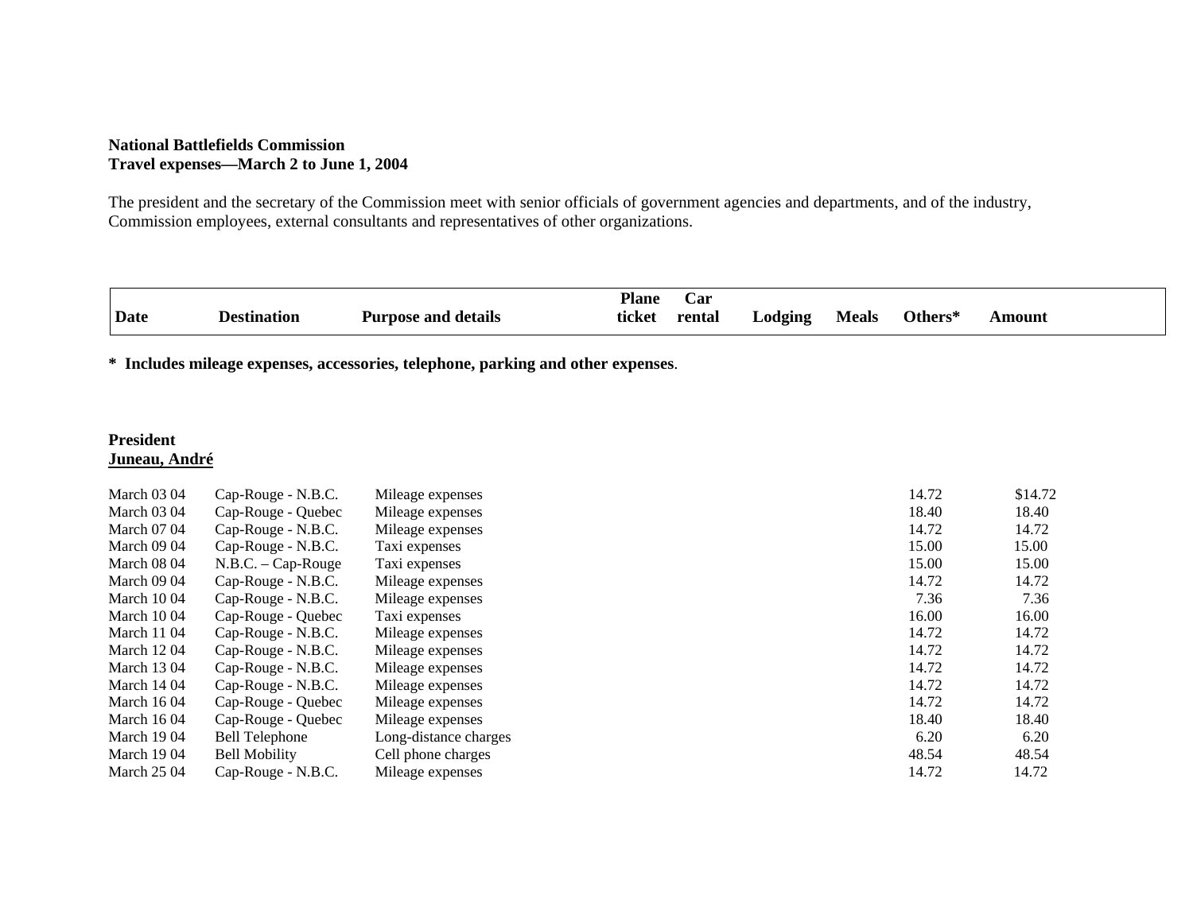**National Battlefields Commission**
**Travel expenses—March 2 to June 1, 2004**

The president and the secretary of the Commission meet with senior officials of government agencies and departments, and of the industry, Commission employees, external consultants and representatives of other organizations.

**\* Includes mileage expenses, accessories, telephone, parking and other expenses**.

**President**
**Juneau, André**

| Date | Destination | Purpose and details | Plane ticket | Car rental | Lodging | Meals | Others* | Amount |
|---|---|---|---|---|---|---|---|---|
| March 03 04 | Cap-Rouge - N.B.C. | Mileage expenses | | | | | 14.72 | $14.72 |
| March 03 04 | Cap-Rouge - Quebec | Mileage expenses | | | | | 18.40 | 18.40 |
| March 07 04 | Cap-Rouge - N.B.C. | Mileage expenses | | | | | 14.72 | 14.72 |
| March 09 04 | Cap-Rouge - N.B.C. | Taxi expenses | | | | | 15.00 | 15.00 |
| March 08 04 | N.B.C. – Cap-Rouge | Taxi expenses | | | | | 15.00 | 15.00 |
| March 09 04 | Cap-Rouge - N.B.C. | Mileage expenses | | | | | 14.72 | 14.72 |
| March 10 04 | Cap-Rouge - N.B.C. | Mileage expenses | | | | | 7.36 | 7.36 |
| March 10 04 | Cap-Rouge - Quebec | Taxi expenses | | | | | 16.00 | 16.00 |
| March 11 04 | Cap-Rouge - N.B.C. | Mileage expenses | | | | | 14.72 | 14.72 |
| March 12 04 | Cap-Rouge - N.B.C. | Mileage expenses | | | | | 14.72 | 14.72 |
| March 13 04 | Cap-Rouge - N.B.C. | Mileage expenses | | | | | 14.72 | 14.72 |
| March 14 04 | Cap-Rouge - N.B.C. | Mileage expenses | | | | | 14.72 | 14.72 |
| March 16 04 | Cap-Rouge - Quebec | Mileage expenses | | | | | 14.72 | 14.72 |
| March 16 04 | Cap-Rouge - Quebec | Mileage expenses | | | | | 18.40 | 18.40 |
| March 19 04 | Bell Telephone | Long-distance charges | | | | | 6.20 | 6.20 |
| March 19 04 | Bell Mobility | Cell phone charges | | | | | 48.54 | 48.54 |
| March 25 04 | Cap-Rouge - N.B.C. | Mileage expenses | | | | | 14.72 | 14.72 |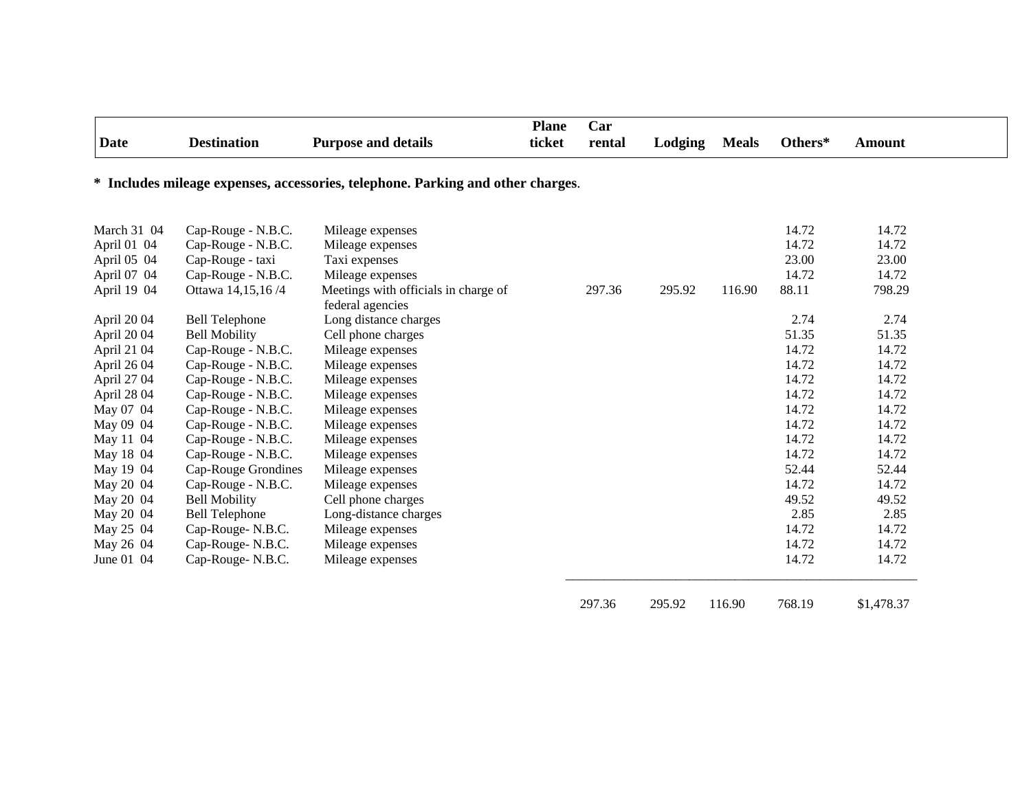| Date | Destination | Purpose and details | Plane ticket | Car rental | Lodging | Meals | Others* | Amount |
|---|---|---|---|---|---|---|---|---|
| March 31 04 | Cap-Rouge - N.B.C. | Mileage expenses | | | | | 14.72 | 14.72 |
| April 01 04 | Cap-Rouge - N.B.C. | Mileage expenses | | | | | 14.72 | 14.72 |
| April 05 04 | Cap-Rouge - taxi | Taxi expenses | | | | | 23.00 | 23.00 |
| April 07 04 | Cap-Rouge - N.B.C. | Mileage expenses | | | | | 14.72 | 14.72 |
| April 19 04 | Ottawa 14,15,16 /4 | Meetings with officials in charge of federal agencies | | 297.36 | 295.92 | 116.90 | 88.11 | 798.29 |
| April 20 04 | Bell Telephone | Long distance charges | | | | | 2.74 | 2.74 |
| April 20 04 | Bell Mobility | Cell phone charges | | | | | 51.35 | 51.35 |
| April 21 04 | Cap-Rouge - N.B.C. | Mileage expenses | | | | | 14.72 | 14.72 |
| April 26 04 | Cap-Rouge - N.B.C. | Mileage expenses | | | | | 14.72 | 14.72 |
| April 27 04 | Cap-Rouge - N.B.C. | Mileage expenses | | | | | 14.72 | 14.72 |
| April 28 04 | Cap-Rouge - N.B.C. | Mileage expenses | | | | | 14.72 | 14.72 |
| May 07 04 | Cap-Rouge - N.B.C. | Mileage expenses | | | | | 14.72 | 14.72 |
| May 09 04 | Cap-Rouge - N.B.C. | Mileage expenses | | | | | 14.72 | 14.72 |
| May 11 04 | Cap-Rouge - N.B.C. | Mileage expenses | | | | | 14.72 | 14.72 |
| May 18 04 | Cap-Rouge - N.B.C. | Mileage expenses | | | | | 14.72 | 14.72 |
| May 19 04 | Cap-Rouge Grondines | Mileage expenses | | | | | 52.44 | 52.44 |
| May 20 04 | Cap-Rouge - N.B.C. | Mileage expenses | | | | | 14.72 | 14.72 |
| May 20 04 | Bell Mobility | Cell phone charges | | | | | 49.52 | 49.52 |
| May 20 04 | Bell Telephone | Long-distance charges | | | | | 2.85 | 2.85 |
| May 25 04 | Cap-Rouge- N.B.C. | Mileage expenses | | | | | 14.72 | 14.72 |
| May 26 04 | Cap-Rouge- N.B.C. | Mileage expenses | | | | | 14.72 | 14.72 |
| June 01 04 | Cap-Rouge- N.B.C. | Mileage expenses | | | | | 14.72 | 14.72 |
| | | | | 297.36 | 295.92 | 116.90 | 768.19 | $1,478.37 |

**\* Includes mileage expenses, accessories, telephone. Parking and other charges**.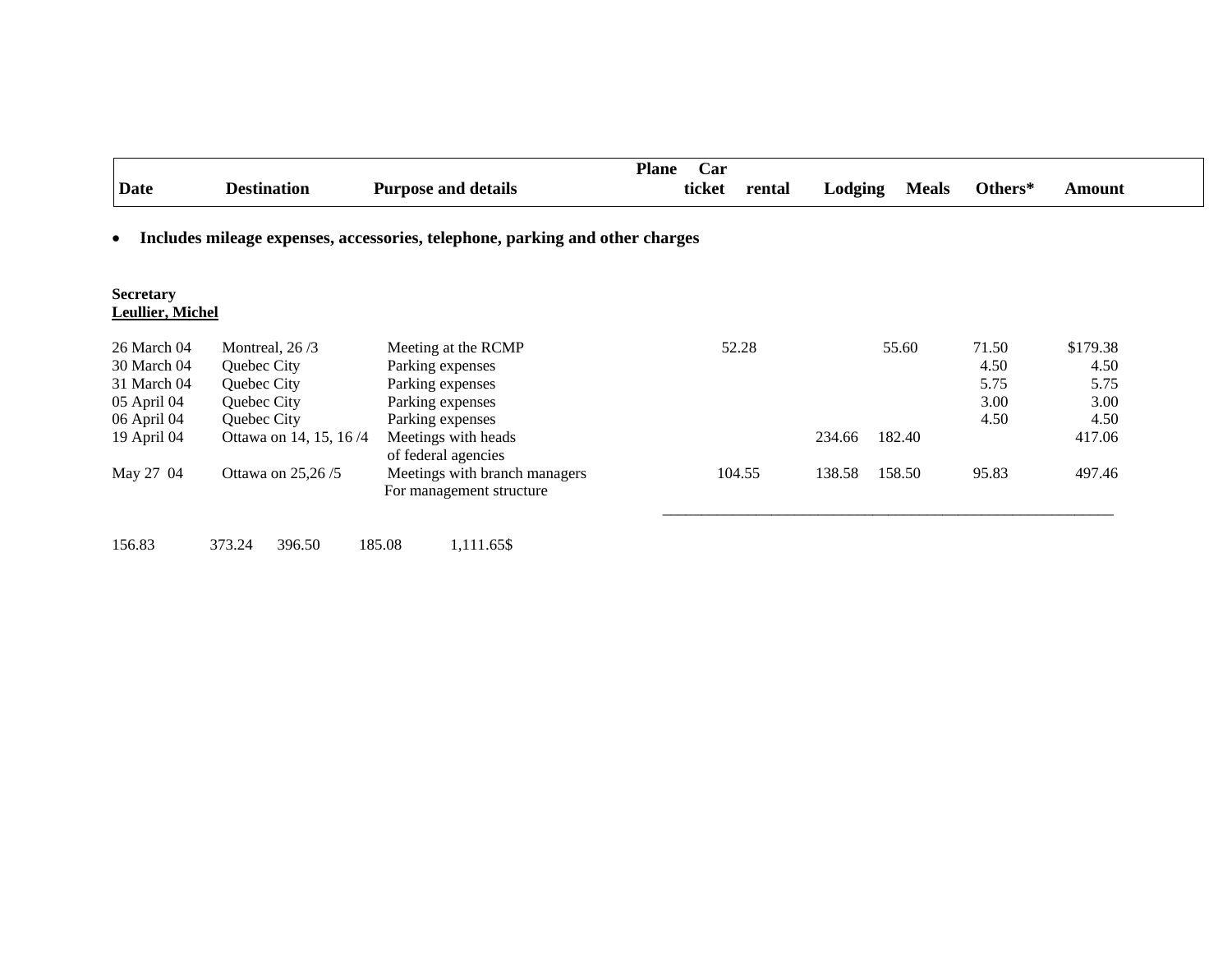| Date | Destination | Purpose and details | Plane ticket | Car rental | Lodging | Meals | Others* | Amount |
|---|---|---|---|---|---|---|---|---|

- **Includes mileage expenses, accessories, telephone, parking and other charges**

**Secretary**
**Leullier, Michel**

| Date | Destination | Purpose and details | Plane ticket | Car rental | Lodging | Meals | Others* | Amount |
|---|---|---|---|---|---|---|---|---|
| 26 March 04 | Montreal, 26 /3 | Meeting at the RCMP | | 52.28 | | 55.60 | 71.50 | $179.38 |
| 30 March 04 | Quebec City | Parking expenses | | | | | 4.50 | 4.50 |
| 31 March 04 | Quebec City | Parking expenses | | | | | 5.75 | 5.75 |
| 05 April 04 | Quebec City | Parking expenses | | | | | 3.00 | 3.00 |
| 06 April 04 | Quebec City | Parking expenses | | | | | 4.50 | 4.50 |
| 19 April 04 | Ottawa on 14, 15, 16 /4 | Meetings with heads of federal agencies | | | 234.66 | 182.40 | | 417.06 |
| May 27 04 | Ottawa on 25,26 /5 | Meetings with branch managers For management structure | | 104.55 | 138.58 | 158.50 | 95.83 | 497.46 |
| | | | | 156.83 | 373.24 | 396.50 | 185.08 | 1,111.65$ |